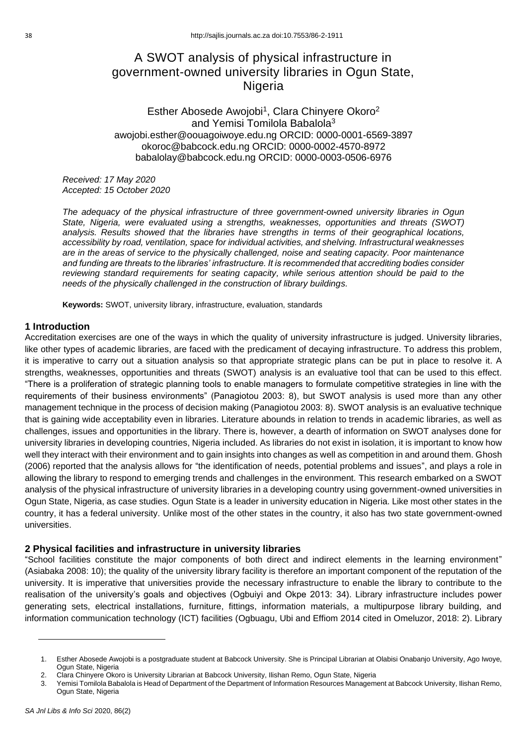# A SWOT analysis of physical infrastructure in government-owned university libraries in Ogun State, Nigeria

Esther Abosede Awojobi[1], Clara Chinyere Okoro[2] and Yemisi Tomilola Babalola[3]
awojobi.esther@oouagoiwoye.edu.ng ORCID: 0000-0001-6569-3897
okoroc@babcock.edu.ng ORCID: 0000-0002-4570-8972
babalolay@babcock.edu.ng ORCID: 0000-0003-0506-6976

*Received: 17 May 2020*
*Accepted: 15 October 2020*

*The adequacy of the physical infrastructure of three government-owned university libraries in Ogun State, Nigeria, were evaluated using a strengths, weaknesses, opportunities and threats (SWOT) analysis. Results showed that the libraries have strengths in terms of their geographical locations, accessibility by road, ventilation, space for individual activities, and shelving. Infrastructural weaknesses are in the areas of service to the physically challenged, noise and seating capacity. Poor maintenance and funding are threats to the libraries' infrastructure. It is recommended that accrediting bodies consider reviewing standard requirements for seating capacity, while serious attention should be paid to the needs of the physically challenged in the construction of library buildings.*

**Keywords:** SWOT, university library, infrastructure, evaluation, standards

## 1 Introduction

Accreditation exercises are one of the ways in which the quality of university infrastructure is judged. University libraries, like other types of academic libraries, are faced with the predicament of decaying infrastructure. To address this problem, it is imperative to carry out a situation analysis so that appropriate strategic plans can be put in place to resolve it. A strengths, weaknesses, opportunities and threats (SWOT) analysis is an evaluative tool that can be used to this effect. "There is a proliferation of strategic planning tools to enable managers to formulate competitive strategies in line with the requirements of their business environments" (Panagiotou 2003: 8), but SWOT analysis is used more than any other management technique in the process of decision making (Panagiotou 2003: 8). SWOT analysis is an evaluative technique that is gaining wide acceptability even in libraries. Literature abounds in relation to trends in academic libraries, as well as challenges, issues and opportunities in the library. There is, however, a dearth of information on SWOT analyses done for university libraries in developing countries, Nigeria included. As libraries do not exist in isolation, it is important to know how well they interact with their environment and to gain insights into changes as well as competition in and around them. Ghosh (2006) reported that the analysis allows for "the identification of needs, potential problems and issues", and plays a role in allowing the library to respond to emerging trends and challenges in the environment. This research embarked on a SWOT analysis of the physical infrastructure of university libraries in a developing country using government-owned universities in Ogun State, Nigeria, as case studies. Ogun State is a leader in university education in Nigeria. Like most other states in the country, it has a federal university. Unlike most of the other states in the country, it also has two state government-owned universities.

## 2 Physical facilities and infrastructure in university libraries

"School facilities constitute the major components of both direct and indirect elements in the learning environment" (Asiabaka 2008: 10); the quality of the university library facility is therefore an important component of the reputation of the university. It is imperative that universities provide the necessary infrastructure to enable the library to contribute to the realisation of the university's goals and objectives (Ogbuiyi and Okpe 2013: 34). Library infrastructure includes power generating sets, electrical installations, furniture, fittings, information materials, a multipurpose library building, and information communication technology (ICT) facilities (Ogbuagu, Ubi and Effiom 2014 cited in Omeluzor, 2018: 2). Library

---

1. Esther Abosede Awojobi is a postgraduate student at Babcock University. She is Principal Librarian at Olabisi Onabanjo University, Ago Iwoye, Ogun State, Nigeria
2. Clara Chinyere Okoro is University Librarian at Babcock University, Ilishan Remo, Ogun State, Nigeria
3. Yemisi Tomilola Babalola is Head of Department of the Department of Information Resources Management at Babcock University, Ilishan Remo, Ogun State, Nigeria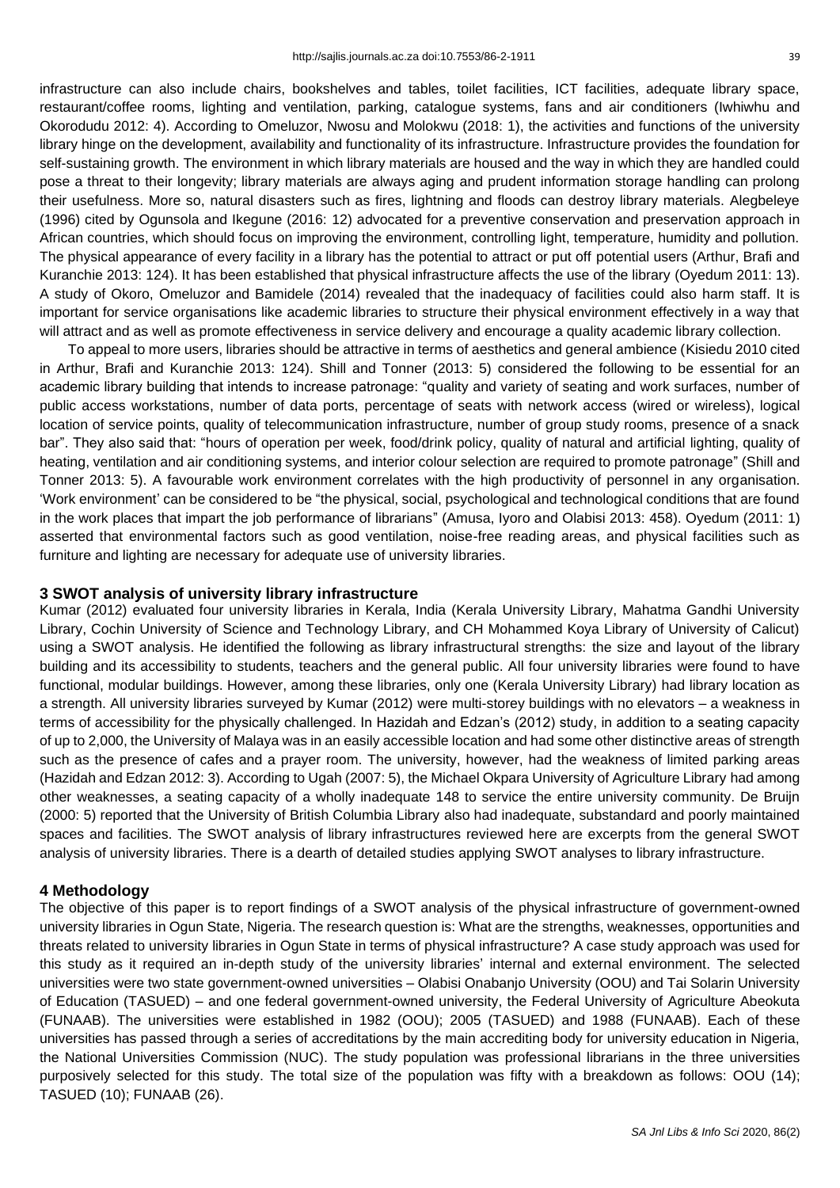infrastructure can also include chairs, bookshelves and tables, toilet facilities, ICT facilities, adequate library space, restaurant/coffee rooms, lighting and ventilation, parking, catalogue systems, fans and air conditioners (Iwhiwhu and Okorodudu 2012: 4). According to Omeluzor, Nwosu and Molokwu (2018: 1), the activities and functions of the university library hinge on the development, availability and functionality of its infrastructure. Infrastructure provides the foundation for self-sustaining growth. The environment in which library materials are housed and the way in which they are handled could pose a threat to their longevity; library materials are always aging and prudent information storage handling can prolong their usefulness. More so, natural disasters such as fires, lightning and floods can destroy library materials. Alegbeleye (1996) cited by Ogunsola and Ikegune (2016: 12) advocated for a preventive conservation and preservation approach in African countries, which should focus on improving the environment, controlling light, temperature, humidity and pollution. The physical appearance of every facility in a library has the potential to attract or put off potential users (Arthur, Brafi and Kuranchie 2013: 124). It has been established that physical infrastructure affects the use of the library (Oyedum 2011: 13). A study of Okoro, Omeluzor and Bamidele (2014) revealed that the inadequacy of facilities could also harm staff. It is important for service organisations like academic libraries to structure their physical environment effectively in a way that will attract and as well as promote effectiveness in service delivery and encourage a quality academic library collection.

To appeal to more users, libraries should be attractive in terms of aesthetics and general ambience (Kisiedu 2010 cited in Arthur, Brafi and Kuranchie 2013: 124). Shill and Tonner (2013: 5) considered the following to be essential for an academic library building that intends to increase patronage: "quality and variety of seating and work surfaces, number of public access workstations, number of data ports, percentage of seats with network access (wired or wireless), logical location of service points, quality of telecommunication infrastructure, number of group study rooms, presence of a snack bar". They also said that: "hours of operation per week, food/drink policy, quality of natural and artificial lighting, quality of heating, ventilation and air conditioning systems, and interior colour selection are required to promote patronage" (Shill and Tonner 2013: 5). A favourable work environment correlates with the high productivity of personnel in any organisation. 'Work environment' can be considered to be "the physical, social, psychological and technological conditions that are found in the work places that impart the job performance of librarians" (Amusa, Iyoro and Olabisi 2013: 458). Oyedum (2011: 1) asserted that environmental factors such as good ventilation, noise-free reading areas, and physical facilities such as furniture and lighting are necessary for adequate use of university libraries.

## 3 SWOT analysis of university library infrastructure

Kumar (2012) evaluated four university libraries in Kerala, India (Kerala University Library, Mahatma Gandhi University Library, Cochin University of Science and Technology Library, and CH Mohammed Koya Library of University of Calicut) using a SWOT analysis. He identified the following as library infrastructural strengths: the size and layout of the library building and its accessibility to students, teachers and the general public. All four university libraries were found to have functional, modular buildings. However, among these libraries, only one (Kerala University Library) had library location as a strength. All university libraries surveyed by Kumar (2012) were multi-storey buildings with no elevators – a weakness in terms of accessibility for the physically challenged. In Hazidah and Edzan's (2012) study, in addition to a seating capacity of up to 2,000, the University of Malaya was in an easily accessible location and had some other distinctive areas of strength such as the presence of cafes and a prayer room. The university, however, had the weakness of limited parking areas (Hazidah and Edzan 2012: 3). According to Ugah (2007: 5), the Michael Okpara University of Agriculture Library had among other weaknesses, a seating capacity of a wholly inadequate 148 to service the entire university community. De Bruijn (2000: 5) reported that the University of British Columbia Library also had inadequate, substandard and poorly maintained spaces and facilities. The SWOT analysis of library infrastructures reviewed here are excerpts from the general SWOT analysis of university libraries. There is a dearth of detailed studies applying SWOT analyses to library infrastructure.

## 4 Methodology

The objective of this paper is to report findings of a SWOT analysis of the physical infrastructure of government-owned university libraries in Ogun State, Nigeria. The research question is: What are the strengths, weaknesses, opportunities and threats related to university libraries in Ogun State in terms of physical infrastructure? A case study approach was used for this study as it required an in-depth study of the university libraries' internal and external environment. The selected universities were two state government-owned universities – Olabisi Onabanjo University (OOU) and Tai Solarin University of Education (TASUED) – and one federal government-owned university, the Federal University of Agriculture Abeokuta (FUNAAB). The universities were established in 1982 (OOU); 2005 (TASUED) and 1988 (FUNAAB). Each of these universities has passed through a series of accreditations by the main accrediting body for university education in Nigeria, the National Universities Commission (NUC). The study population was professional librarians in the three universities purposively selected for this study. The total size of the population was fifty with a breakdown as follows: OOU (14); TASUED (10); FUNAAB (26).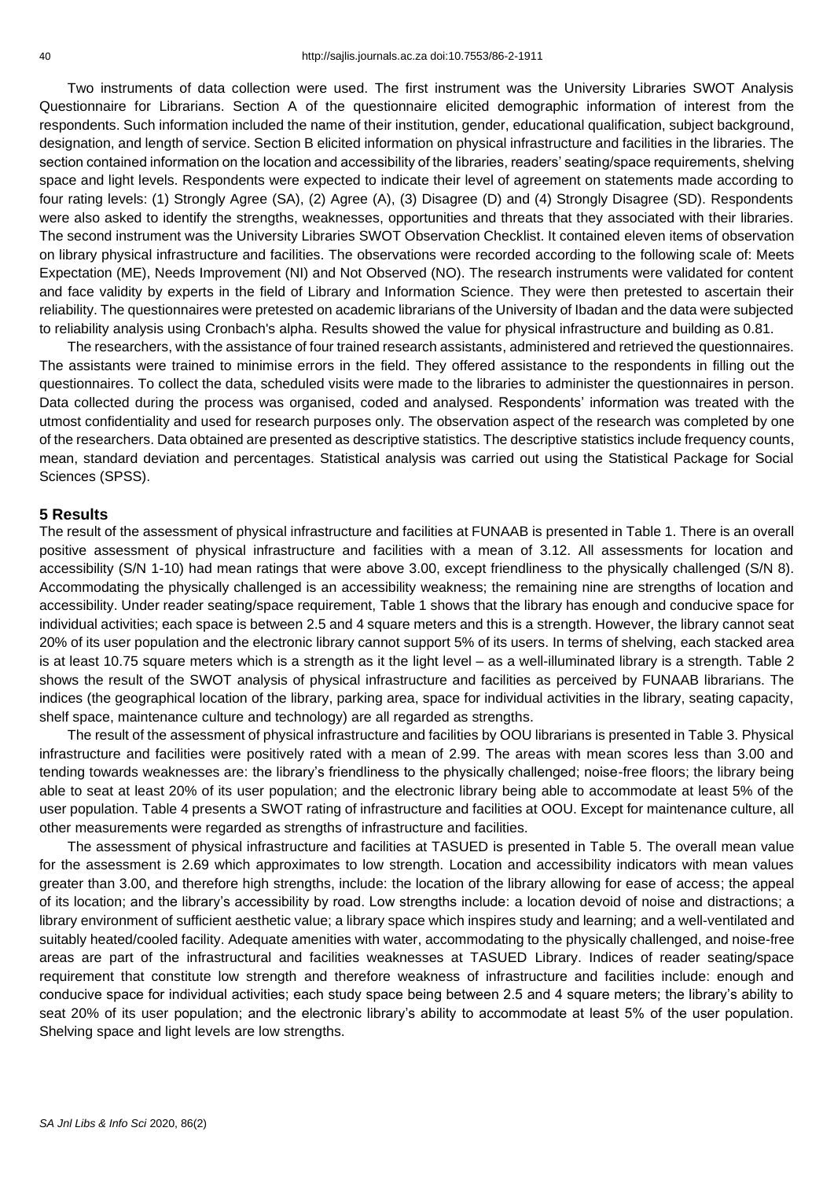Two instruments of data collection were used. The first instrument was the University Libraries SWOT Analysis Questionnaire for Librarians. Section A of the questionnaire elicited demographic information of interest from the respondents. Such information included the name of their institution, gender, educational qualification, subject background, designation, and length of service. Section B elicited information on physical infrastructure and facilities in the libraries. The section contained information on the location and accessibility of the libraries, readers' seating/space requirements, shelving space and light levels. Respondents were expected to indicate their level of agreement on statements made according to four rating levels: (1) Strongly Agree (SA), (2) Agree (A), (3) Disagree (D) and (4) Strongly Disagree (SD). Respondents were also asked to identify the strengths, weaknesses, opportunities and threats that they associated with their libraries. The second instrument was the University Libraries SWOT Observation Checklist. It contained eleven items of observation on library physical infrastructure and facilities. The observations were recorded according to the following scale of: Meets Expectation (ME), Needs Improvement (NI) and Not Observed (NO). The research instruments were validated for content and face validity by experts in the field of Library and Information Science. They were then pretested to ascertain their reliability. The questionnaires were pretested on academic librarians of the University of Ibadan and the data were subjected to reliability analysis using Cronbach's alpha. Results showed the value for physical infrastructure and building as 0.81.

The researchers, with the assistance of four trained research assistants, administered and retrieved the questionnaires. The assistants were trained to minimise errors in the field. They offered assistance to the respondents in filling out the questionnaires. To collect the data, scheduled visits were made to the libraries to administer the questionnaires in person. Data collected during the process was organised, coded and analysed. Respondents' information was treated with the utmost confidentiality and used for research purposes only. The observation aspect of the research was completed by one of the researchers. Data obtained are presented as descriptive statistics. The descriptive statistics include frequency counts, mean, standard deviation and percentages. Statistical analysis was carried out using the Statistical Package for Social Sciences (SPSS).

## 5 Results

The result of the assessment of physical infrastructure and facilities at FUNAAB is presented in Table 1. There is an overall positive assessment of physical infrastructure and facilities with a mean of 3.12. All assessments for location and accessibility (S/N 1-10) had mean ratings that were above 3.00, except friendliness to the physically challenged (S/N 8). Accommodating the physically challenged is an accessibility weakness; the remaining nine are strengths of location and accessibility. Under reader seating/space requirement, Table 1 shows that the library has enough and conducive space for individual activities; each space is between 2.5 and 4 square meters and this is a strength. However, the library cannot seat 20% of its user population and the electronic library cannot support 5% of its users. In terms of shelving, each stacked area is at least 10.75 square meters which is a strength as it the light level – as a well-illuminated library is a strength. Table 2 shows the result of the SWOT analysis of physical infrastructure and facilities as perceived by FUNAAB librarians. The indices (the geographical location of the library, parking area, space for individual activities in the library, seating capacity, shelf space, maintenance culture and technology) are all regarded as strengths.

The result of the assessment of physical infrastructure and facilities by OOU librarians is presented in Table 3. Physical infrastructure and facilities were positively rated with a mean of 2.99. The areas with mean scores less than 3.00 and tending towards weaknesses are: the library's friendliness to the physically challenged; noise-free floors; the library being able to seat at least 20% of its user population; and the electronic library being able to accommodate at least 5% of the user population. Table 4 presents a SWOT rating of infrastructure and facilities at OOU. Except for maintenance culture, all other measurements were regarded as strengths of infrastructure and facilities.

The assessment of physical infrastructure and facilities at TASUED is presented in Table 5. The overall mean value for the assessment is 2.69 which approximates to low strength. Location and accessibility indicators with mean values greater than 3.00, and therefore high strengths, include: the location of the library allowing for ease of access; the appeal of its location; and the library's accessibility by road. Low strengths include: a location devoid of noise and distractions; a library environment of sufficient aesthetic value; a library space which inspires study and learning; and a well-ventilated and suitably heated/cooled facility. Adequate amenities with water, accommodating to the physically challenged, and noise-free areas are part of the infrastructural and facilities weaknesses at TASUED Library. Indices of reader seating/space requirement that constitute low strength and therefore weakness of infrastructure and facilities include: enough and conducive space for individual activities; each study space being between 2.5 and 4 square meters; the library's ability to seat 20% of its user population; and the electronic library's ability to accommodate at least 5% of the user population. Shelving space and light levels are low strengths.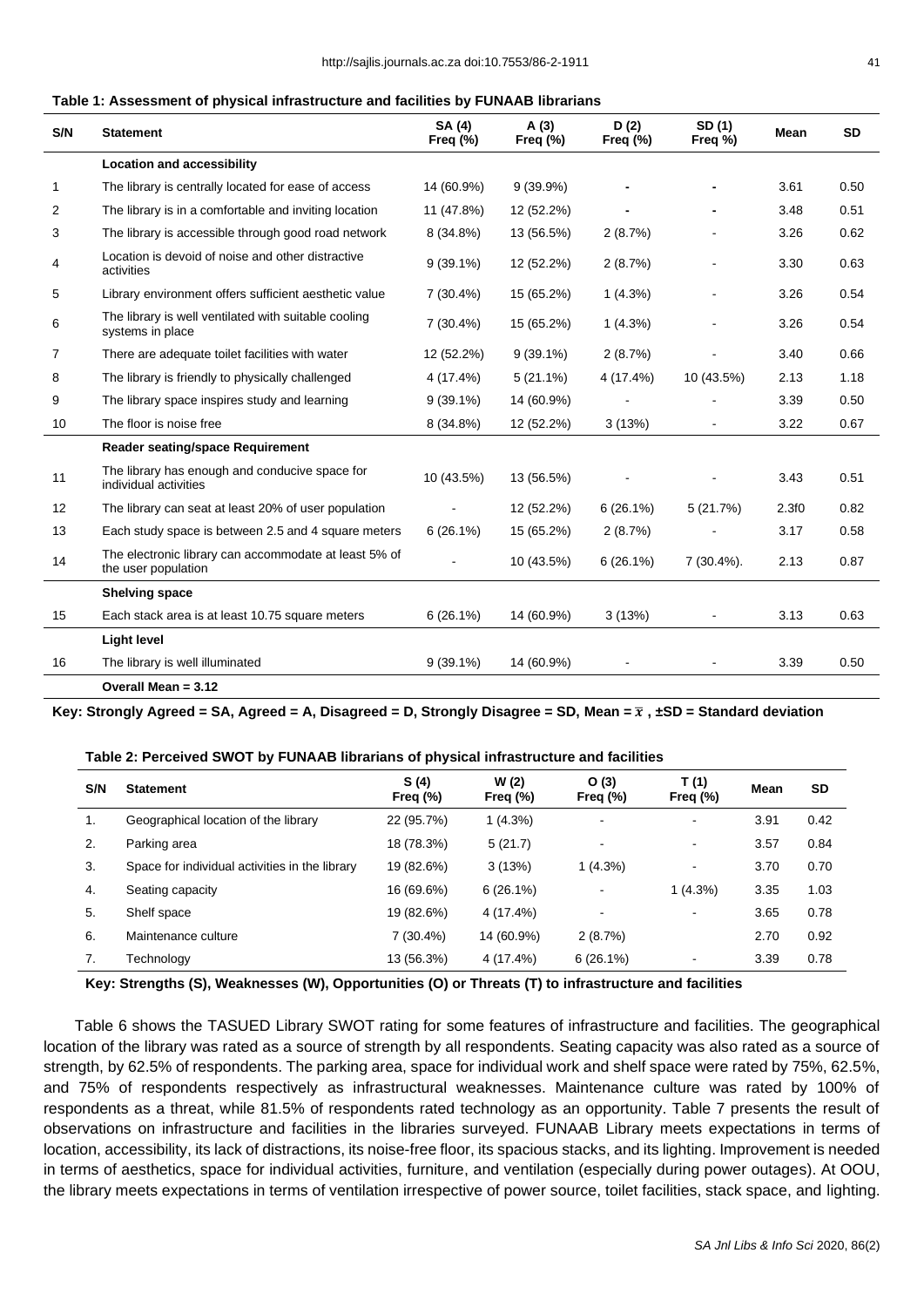**Table 1: Assessment of physical infrastructure and facilities by FUNAAB librarians**

| S/N | Statement | SA (4) Freq (%) | A (3) Freq (%) | D (2) Freq (%) | SD (1) Freq %) | Mean | SD |
|---|---|---|---|---|---|---|---|
| | **Location and accessibility** | | | | | | |
| 1 | The library is centrally located for ease of access | 14 (60.9%) | 9 (39.9%) | - | - | 3.61 | 0.50 |
| 2 | The library is in a comfortable and inviting location | 11 (47.8%) | 12 (52.2%) | - | - | 3.48 | 0.51 |
| 3 | The library is accessible through good road network | 8 (34.8%) | 13 (56.5%) | 2 (8.7%) | - | 3.26 | 0.62 |
| 4 | Location is devoid of noise and other distractive activities | 9 (39.1%) | 12 (52.2%) | 2 (8.7%) | - | 3.30 | 0.63 |
| 5 | Library environment offers sufficient aesthetic value | 7 (30.4%) | 15 (65.2%) | 1 (4.3%) | - | 3.26 | 0.54 |
| 6 | The library is well ventilated with suitable cooling systems in place | 7 (30.4%) | 15 (65.2%) | 1 (4.3%) | - | 3.26 | 0.54 |
| 7 | There are adequate toilet facilities with water | 12 (52.2%) | 9 (39.1%) | 2 (8.7%) | - | 3.40 | 0.66 |
| 8 | The library is friendly to physically challenged | 4 (17.4%) | 5 (21.1%) | 4 (17.4%) | 10 (43.5%) | 2.13 | 1.18 |
| 9 | The library space inspires study and learning | 9 (39.1%) | 14 (60.9%) | - | - | 3.39 | 0.50 |
| 10 | The floor is noise free | 8 (34.8%) | 12 (52.2%) | 3 (13%) | - | 3.22 | 0.67 |
| | **Reader seating/space Requirement** | | | | | | |
| 11 | The library has enough and conducive space for individual activities | 10 (43.5%) | 13 (56.5%) | - | - | 3.43 | 0.51 |
| 12 | The library can seat at least 20% of user population | - | 12 (52.2%) | 6 (26.1%) | 5 (21.7%) | 2.3f0 | 0.82 |
| 13 | Each study space is between 2.5 and 4 square meters | 6 (26.1%) | 15 (65.2%) | 2 (8.7%) | - | 3.17 | 0.58 |
| 14 | The electronic library can accommodate at least 5% of the user population | - | 10 (43.5%) | 6 (26.1%) | 7 (30.4%). | 2.13 | 0.87 |
| | **Shelving space** | | | | | | |
| 15 | Each stack area is at least 10.75 square meters | 6 (26.1%) | 14 (60.9%) | 3 (13%) | - | 3.13 | 0.63 |
| | **Light level** | | | | | | |
| 16 | The library is well illuminated | 9 (39.1%) | 14 (60.9%) | - | - | 3.39 | 0.50 |
| | **Overall Mean = 3.12** | | | | | | |

**Key: Strongly Agreed = SA, Agreed = A, Disagreed = D, Strongly Disagree = SD, Mean = $\bar{x}$ , ±SD = Standard deviation**

**Table 2: Perceived SWOT by FUNAAB librarians of physical infrastructure and facilities**

| S/N | Statement | S (4) Freq (%) | W (2) Freq (%) | O (3) Freq (%) | T (1) Freq (%) | Mean | SD |
|---|---|---|---|---|---|---|---|
| 1. | Geographical location of the library | 22 (95.7%) | 1 (4.3%) | - | - | 3.91 | 0.42 |
| 2. | Parking area | 18 (78.3%) | 5 (21.7) | - | - | 3.57 | 0.84 |
| 3. | Space for individual activities in the library | 19 (82.6%) | 3 (13%) | 1 (4.3%) | - | 3.70 | 0.70 |
| 4. | Seating capacity | 16 (69.6%) | 6 (26.1%) | - | 1 (4.3%) | 3.35 | 1.03 |
| 5. | Shelf space | 19 (82.6%) | 4 (17.4%) | - | - | 3.65 | 0.78 |
| 6. | Maintenance culture | 7 (30.4%) | 14 (60.9%) | 2 (8.7%) | | 2.70 | 0.92 |
| 7. | Technology | 13 (56.3%) | 4 (17.4%) | 6 (26.1%) | - | 3.39 | 0.78 |

**Key: Strengths (S), Weaknesses (W), Opportunities (O) or Threats (T) to infrastructure and facilities**

Table 6 shows the TASUED Library SWOT rating for some features of infrastructure and facilities. The geographical location of the library was rated as a source of strength by all respondents. Seating capacity was also rated as a source of strength, by 62.5% of respondents. The parking area, space for individual work and shelf space were rated by 75%, 62.5%, and 75% of respondents respectively as infrastructural weaknesses. Maintenance culture was rated by 100% of respondents as a threat, while 81.5% of respondents rated technology as an opportunity. Table 7 presents the result of observations on infrastructure and facilities in the libraries surveyed. FUNAAB Library meets expectations in terms of location, accessibility, its lack of distractions, its noise-free floor, its spacious stacks, and its lighting. Improvement is needed in terms of aesthetics, space for individual activities, furniture, and ventilation (especially during power outages). At OOU, the library meets expectations in terms of ventilation irrespective of power source, toilet facilities, stack space, and lighting.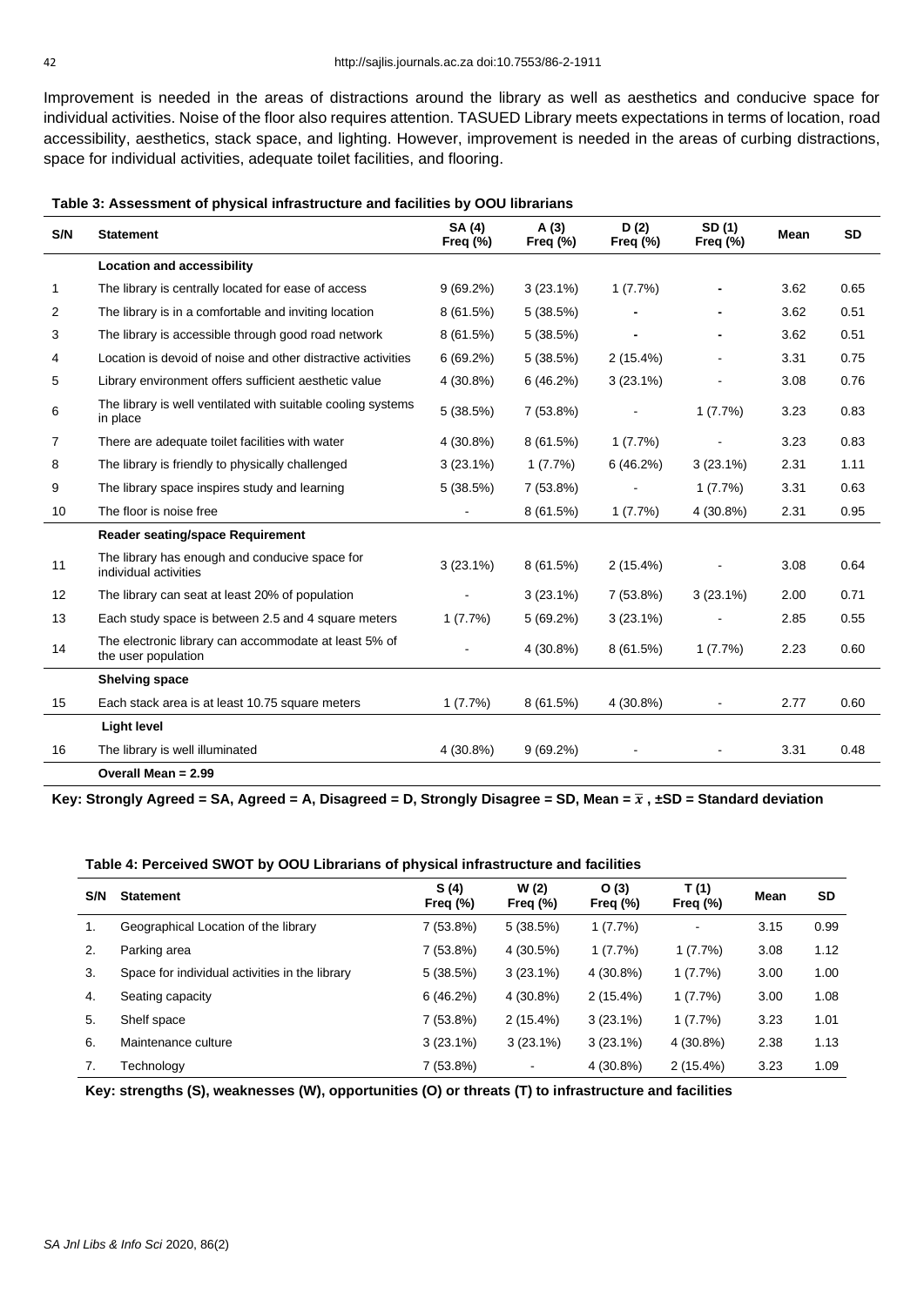Improvement is needed in the areas of distractions around the library as well as aesthetics and conducive space for individual activities. Noise of the floor also requires attention. TASUED Library meets expectations in terms of location, road accessibility, aesthetics, stack space, and lighting. However, improvement is needed in the areas of curbing distractions, space for individual activities, adequate toilet facilities, and flooring.

**Table 3: Assessment of physical infrastructure and facilities by OOU librarians**

| S/N | Statement | SA (4) Freq (%) | A (3) Freq (%) | D (2) Freq (%) | SD (1) Freq (%) | Mean | SD |
|---|---|---|---|---|---|---|---|
| | **Location and accessibility** | | | | | | |
| 1 | The library is centrally located for ease of access | 9 (69.2%) | 3 (23.1%) | 1 (7.7%) | - | 3.62 | 0.65 |
| 2 | The library is in a comfortable and inviting location | 8 (61.5%) | 5 (38.5%) | - | - | 3.62 | 0.51 |
| 3 | The library is accessible through good road network | 8 (61.5%) | 5 (38.5%) | - | - | 3.62 | 0.51 |
| 4 | Location is devoid of noise and other distractive activities | 6 (69.2%) | 5 (38.5%) | 2 (15.4%) | - | 3.31 | 0.75 |
| 5 | Library environment offers sufficient aesthetic value | 4 (30.8%) | 6 (46.2%) | 3 (23.1%) | - | 3.08 | 0.76 |
| 6 | The library is well ventilated with suitable cooling systems in place | 5 (38.5%) | 7 (53.8%) | - | 1 (7.7%) | 3.23 | 0.83 |
| 7 | There are adequate toilet facilities with water | 4 (30.8%) | 8 (61.5%) | 1 (7.7%) | - | 3.23 | 0.83 |
| 8 | The library is friendly to physically challenged | 3 (23.1%) | 1 (7.7%) | 6 (46.2%) | 3 (23.1%) | 2.31 | 1.11 |
| 9 | The library space inspires study and learning | 5 (38.5%) | 7 (53.8%) | - | 1 (7.7%) | 3.31 | 0.63 |
| 10 | The floor is noise free | - | 8 (61.5%) | 1 (7.7%) | 4 (30.8%) | 2.31 | 0.95 |
| | **Reader seating/space Requirement** | | | | | | |
| 11 | The library has enough and conducive space for individual activities | 3 (23.1%) | 8 (61.5%) | 2 (15.4%) | - | 3.08 | 0.64 |
| 12 | The library can seat at least 20% of population | - | 3 (23.1%) | 7 (53.8%) | 3 (23.1%) | 2.00 | 0.71 |
| 13 | Each study space is between 2.5 and 4 square meters | 1 (7.7%) | 5 (69.2%) | 3 (23.1%) | - | 2.85 | 0.55 |
| 14 | The electronic library can accommodate at least 5% of the user population | - | 4 (30.8%) | 8 (61.5%) | 1 (7.7%) | 2.23 | 0.60 |
| | **Shelving space** | | | | | | |
| 15 | Each stack area is at least 10.75 square meters | 1 (7.7%) | 8 (61.5%) | 4 (30.8%) | - | 2.77 | 0.60 |
| | **Light level** | | | | | | |
| 16 | The library is well illuminated | 4 (30.8%) | 9 (69.2%) | - | - | 3.31 | 0.48 |
| | **Overall Mean = 2.99** | | | | | | |

**Key: Strongly Agreed = SA, Agreed = A, Disagreed = D, Strongly Disagree = SD, Mean = $\bar{x}$ , ±SD = Standard deviation**

**Table 4: Perceived SWOT by OOU Librarians of physical infrastructure and facilities**

| S/N | Statement | S (4) Freq (%) | W (2) Freq (%) | O (3) Freq (%) | T (1) Freq (%) | Mean | SD |
|---|---|---|---|---|---|---|---|
| 1. | Geographical Location of the library | 7 (53.8%) | 5 (38.5%) | 1 (7.7%) | - | 3.15 | 0.99 |
| 2. | Parking area | 7 (53.8%) | 4 (30.5%) | 1 (7.7%) | 1 (7.7%) | 3.08 | 1.12 |
| 3. | Space for individual activities in the library | 5 (38.5%) | 3 (23.1%) | 4 (30.8%) | 1 (7.7%) | 3.00 | 1.00 |
| 4. | Seating capacity | 6 (46.2%) | 4 (30.8%) | 2 (15.4%) | 1 (7.7%) | 3.00 | 1.08 |
| 5. | Shelf space | 7 (53.8%) | 2 (15.4%) | 3 (23.1%) | 1 (7.7%) | 3.23 | 1.01 |
| 6. | Maintenance culture | 3 (23.1%) | 3 (23.1%) | 3 (23.1%) | 4 (30.8%) | 2.38 | 1.13 |
| 7. | Technology | 7 (53.8%) | - | 4 (30.8%) | 2 (15.4%) | 3.23 | 1.09 |

**Key: strengths (S), weaknesses (W), opportunities (O) or threats (T) to infrastructure and facilities**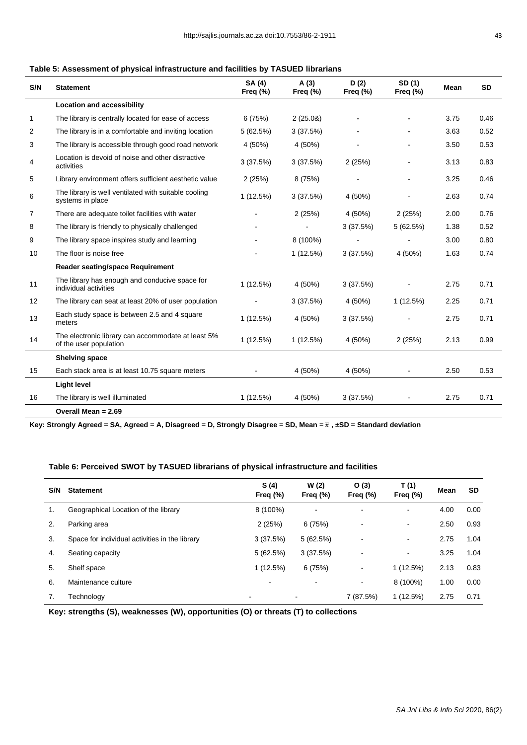**Table 5: Assessment of physical infrastructure and facilities by TASUED librarians**

| S/N | Statement | SA (4) Freq (%) | A (3) Freq (%) | D (2) Freq (%) | SD (1) Freq (%) | Mean | SD |
|---|---|---|---|---|---|---|---|
| | **Location and accessibility** | | | | | | |
| 1 | The library is centrally located for ease of access | 6 (75%) | 2 (25.0&) | - | - | 3.75 | 0.46 |
| 2 | The library is in a comfortable and inviting location | 5 (62.5%) | 3 (37.5%) | - | - | 3.63 | 0.52 |
| 3 | The library is accessible through good road network | 4 (50%) | 4 (50%) | - | - | 3.50 | 0.53 |
| 4 | Location is devoid of noise and other distractive activities | 3 (37.5%) | 3 (37.5%) | 2 (25%) | - | 3.13 | 0.83 |
| 5 | Library environment offers sufficient aesthetic value | 2 (25%) | 8 (75%) | - | - | 3.25 | 0.46 |
| 6 | The library is well ventilated with suitable cooling systems in place | 1 (12.5%) | 3 (37.5%) | 4 (50%) | - | 2.63 | 0.74 |
| 7 | There are adequate toilet facilities with water | - | 2 (25%) | 4 (50%) | 2 (25%) | 2.00 | 0.76 |
| 8 | The library is friendly to physically challenged | - | - | 3 (37.5%) | 5 (62.5%) | 1.38 | 0.52 |
| 9 | The library space inspires study and learning | - | 8 (100%) | - | - | 3.00 | 0.80 |
| 10 | The floor is noise free | - | 1 (12.5%) | 3 (37.5%) | 4 (50%) | 1.63 | 0.74 |
| | **Reader seating/space Requirement** | | | | | | |
| 11 | The library has enough and conducive space for individual activities | 1 (12.5%) | 4 (50%) | 3 (37.5%) | - | 2.75 | 0.71 |
| 12 | The library can seat at least 20% of user population | - | 3 (37.5%) | 4 (50%) | 1 (12.5%) | 2.25 | 0.71 |
| 13 | Each study space is between 2.5 and 4 square meters | 1 (12.5%) | 4 (50%) | 3 (37.5%) | - | 2.75 | 0.71 |
| 14 | The electronic library can accommodate at least 5% of the user population | 1 (12.5%) | 1 (12.5%) | 4 (50%) | 2 (25%) | 2.13 | 0.99 |
| | **Shelving space** | | | | | | |
| 15 | Each stack area is at least 10.75 square meters | - | 4 (50%) | 4 (50%) | - | 2.50 | 0.53 |
| | **Light level** | | | | | | |
| 16 | The library is well illuminated | 1 (12.5%) | 4 (50%) | 3 (37.5%) | - | 2.75 | 0.71 |
| | **Overall Mean = 2.69** | | | | | | |

**Key: Strongly Agreed = SA, Agreed = A, Disagreed = D, Strongly Disagree = SD, Mean = $\bar{x}$ , ±SD = Standard deviation**

**Table 6: Perceived SWOT by TASUED librarians of physical infrastructure and facilities**

| S/N | Statement | S (4) Freq (%) | W (2) Freq (%) | O (3) Freq (%) | T (1) Freq (%) | Mean | SD |
|---|---|---|---|---|---|---|---|
| 1. | Geographical Location of the library | 8 (100%) | - | - | - | 4.00 | 0.00 |
| 2. | Parking area | 2 (25%) | 6 (75%) | - | - | 2.50 | 0.93 |
| 3. | Space for individual activities in the library | 3 (37.5%) | 5 (62.5%) | - | - | 2.75 | 1.04 |
| 4. | Seating capacity | 5 (62.5%) | 3 (37.5%) | - | - | 3.25 | 1.04 |
| 5. | Shelf space | 1 (12.5%) | 6 (75%) | - | 1 (12.5%) | 2.13 | 0.83 |
| 6. | Maintenance culture | - | - | - | 8 (100%) | 1.00 | 0.00 |
| 7. | Technology | - | - | 7 (87.5%) | 1 (12.5%) | 2.75 | 0.71 |

**Key: strengths (S), weaknesses (W), opportunities (O) or threats (T) to collections**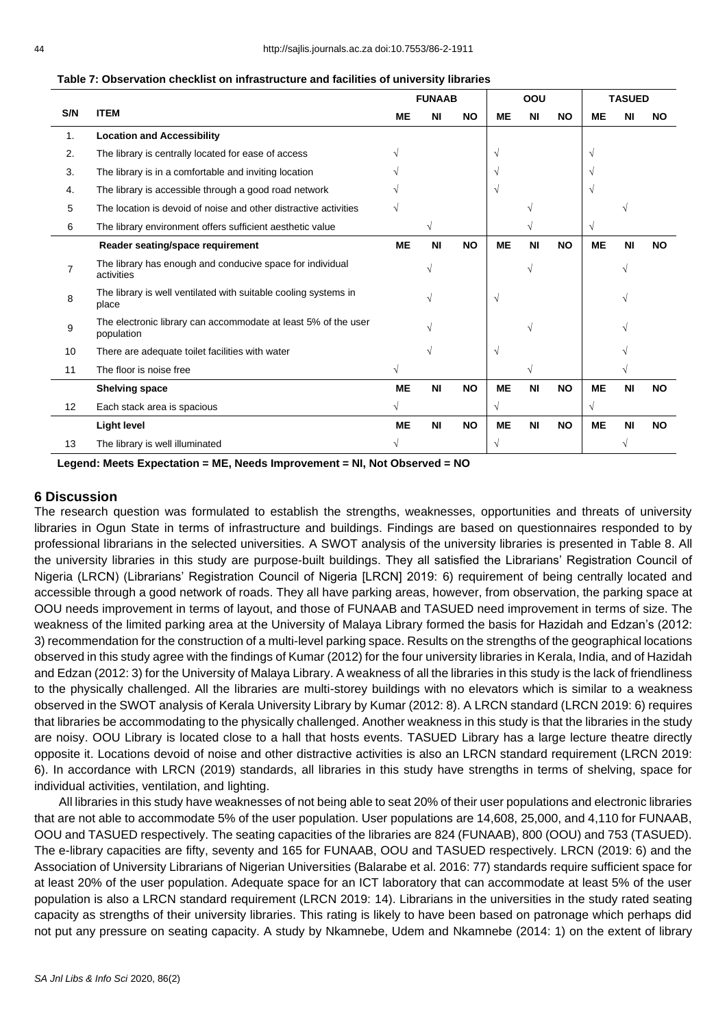**Table 7: Observation checklist on infrastructure and facilities of university libraries**

| S/N | ITEM | FUNAAB | | | OOU | | | TASUED | | |
|---|---|---|---|---|---|---|---|---|---|---|
| | | ME | NI | NO | ME | NI | NO | ME | NI | NO |
| 1. | **Location and Accessibility** | | | | | | | | | |
| 2. | The library is centrally located for ease of access | √ | | | √ | | | √ | | |
| 3. | The library is in a comfortable and inviting location | √ | | | √ | | | √ | | |
| 4. | The library is accessible through a good road network | √ | | | √ | | | √ | | |
| 5 | The location is devoid of noise and other distractive activities | √ | | | | √ | | | √ | |
| 6 | The library environment offers sufficient aesthetic value | | √ | | | √ | | √ | | |
| | **Reader seating/space requirement** | **ME** | **NI** | **NO** | **ME** | **NI** | **NO** | **ME** | **NI** | **NO** |
| 7 | The library has enough and conducive space for individual activities | | √ | | | √ | | | √ | |
| 8 | The library is well ventilated with suitable cooling systems in place | | √ | | √ | | | | √ | |
| 9 | The electronic library can accommodate at least 5% of the user population | | √ | | | √ | | | √ | |
| 10 | There are adequate toilet facilities with water | | √ | | √ | | | | √ | |
| 11 | The floor is noise free | √ | | | | √ | | | √ | |
| | **Shelving space** | **ME** | **NI** | **NO** | **ME** | **NI** | **NO** | **ME** | **NI** | **NO** |
| 12 | Each stack area is spacious | √ | | | √ | | | √ | | |
| | **Light level** | **ME** | **NI** | **NO** | **ME** | **NI** | **NO** | **ME** | **NI** | **NO** |
| 13 | The library is well illuminated | √ | | | √ | | | | √ | |

**Legend: Meets Expectation = ME, Needs Improvement = NI, Not Observed = NO**

## 6 Discussion

The research question was formulated to establish the strengths, weaknesses, opportunities and threats of university libraries in Ogun State in terms of infrastructure and buildings. Findings are based on questionnaires responded to by professional librarians in the selected universities. A SWOT analysis of the university libraries is presented in Table 8. All the university libraries in this study are purpose-built buildings. They all satisfied the Librarians' Registration Council of Nigeria (LRCN) (Librarians' Registration Council of Nigeria [LRCN] 2019: 6) requirement of being centrally located and accessible through a good network of roads. They all have parking areas, however, from observation, the parking space at OOU needs improvement in terms of layout, and those of FUNAAB and TASUED need improvement in terms of size. The weakness of the limited parking area at the University of Malaya Library formed the basis for Hazidah and Edzan's (2012: 3) recommendation for the construction of a multi-level parking space. Results on the strengths of the geographical locations observed in this study agree with the findings of Kumar (2012) for the four university libraries in Kerala, India, and of Hazidah and Edzan (2012: 3) for the University of Malaya Library. A weakness of all the libraries in this study is the lack of friendliness to the physically challenged. All the libraries are multi-storey buildings with no elevators which is similar to a weakness observed in the SWOT analysis of Kerala University Library by Kumar (2012: 8). A LRCN standard (LRCN 2019: 6) requires that libraries be accommodating to the physically challenged. Another weakness in this study is that the libraries in the study are noisy. OOU Library is located close to a hall that hosts events. TASUED Library has a large lecture theatre directly opposite it. Locations devoid of noise and other distractive activities is also an LRCN standard requirement (LRCN 2019: 6). In accordance with LRCN (2019) standards, all libraries in this study have strengths in terms of shelving, space for individual activities, ventilation, and lighting.

All libraries in this study have weaknesses of not being able to seat 20% of their user populations and electronic libraries that are not able to accommodate 5% of the user population. User populations are 14,608, 25,000, and 4,110 for FUNAAB, OOU and TASUED respectively. The seating capacities of the libraries are 824 (FUNAAB), 800 (OOU) and 753 (TASUED). The e-library capacities are fifty, seventy and 165 for FUNAAB, OOU and TASUED respectively. LRCN (2019: 6) and the Association of University Librarians of Nigerian Universities (Balarabe et al. 2016: 77) standards require sufficient space for at least 20% of the user population. Adequate space for an ICT laboratory that can accommodate at least 5% of the user population is also a LRCN standard requirement (LRCN 2019: 14). Librarians in the universities in the study rated seating capacity as strengths of their university libraries. This rating is likely to have been based on patronage which perhaps did not put any pressure on seating capacity. A study by Nkamnebe, Udem and Nkamnebe (2014: 1) on the extent of library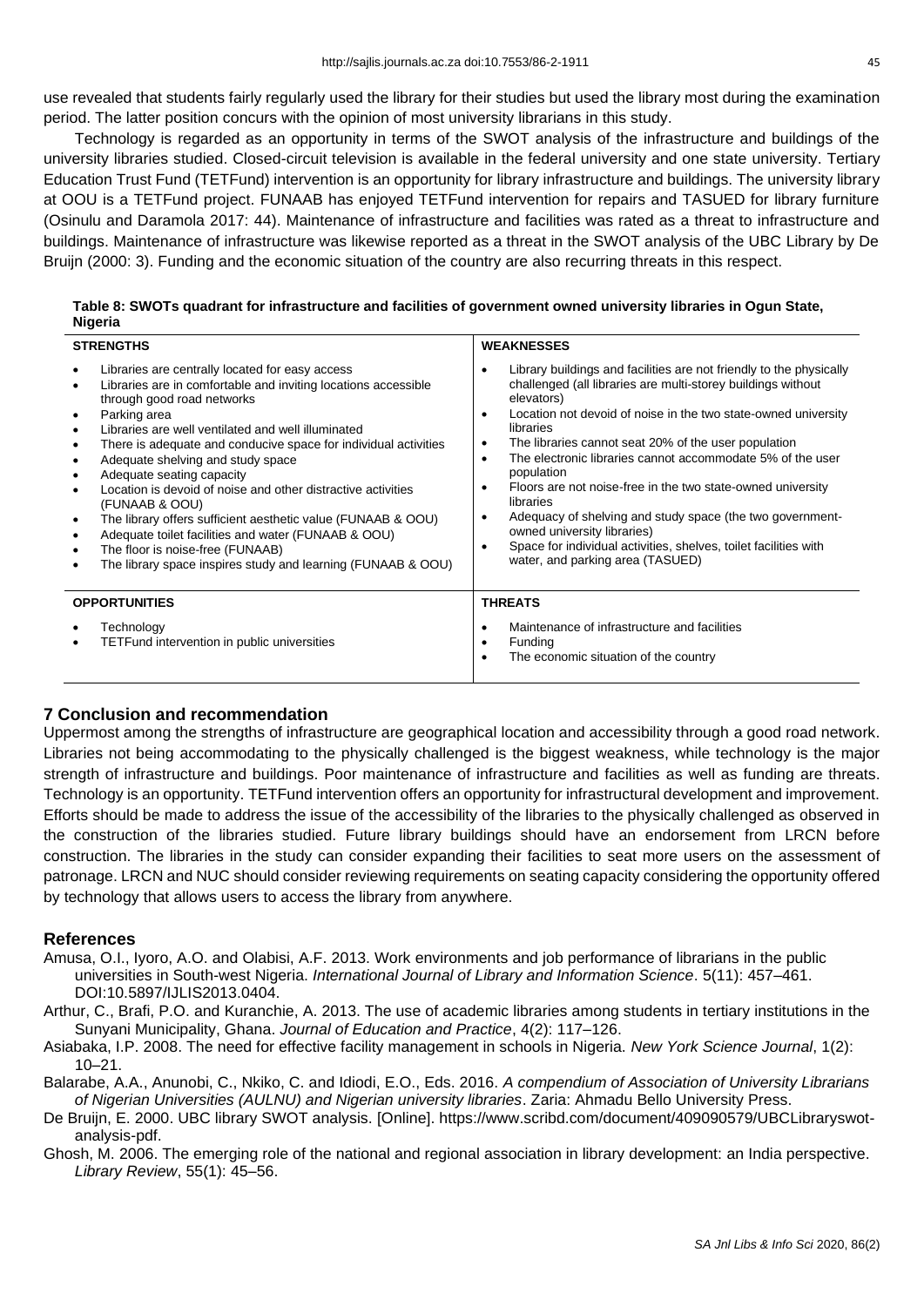use revealed that students fairly regularly used the library for their studies but used the library most during the examination period. The latter position concurs with the opinion of most university librarians in this study.

Technology is regarded as an opportunity in terms of the SWOT analysis of the infrastructure and buildings of the university libraries studied. Closed-circuit television is available in the federal university and one state university. Tertiary Education Trust Fund (TETFund) intervention is an opportunity for library infrastructure and buildings. The university library at OOU is a TETFund project. FUNAAB has enjoyed TETFund intervention for repairs and TASUED for library furniture (Osinulu and Daramola 2017: 44). Maintenance of infrastructure and facilities was rated as a threat to infrastructure and buildings. Maintenance of infrastructure was likewise reported as a threat in the SWOT analysis of the UBC Library by De Bruijn (2000: 3). Funding and the economic situation of the country are also recurring threats in this respect.

**Table 8: SWOTs quadrant for infrastructure and facilities of government owned university libraries in Ogun State, Nigeria**

| STRENGTHS | WEAKNESSES |
|---|---|
| • Libraries are centrally located for easy access<br>• Libraries are in comfortable and inviting locations accessible through good road networks<br>• Parking area<br>• Libraries are well ventilated and well illuminated<br>• There is adequate and conducive space for individual activities<br>• Adequate shelving and study space<br>• Adequate seating capacity<br>• Location is devoid of noise and other distractive activities (FUNAAB & OOU)<br>• The library offers sufficient aesthetic value (FUNAAB & OOU)<br>• Adequate toilet facilities and water (FUNAAB & OOU)<br>• The floor is noise-free (FUNAAB)<br>• The library space inspires study and learning (FUNAAB & OOU) | • Library buildings and facilities are not friendly to the physically challenged (all libraries are multi-storey buildings without elevators)<br>• Location not devoid of noise in the two state-owned university libraries<br>• The libraries cannot seat 20% of the user population<br>• The electronic libraries cannot accommodate 5% of the user population<br>• Floors are not noise-free in the two state-owned university libraries<br>• Adequacy of shelving and study space (the two government-owned university libraries)<br>• Space for individual activities, shelves, toilet facilities with water, and parking area (TASUED) |
| **OPPORTUNITIES** | **THREATS** |
| • Technology<br>• TETFund intervention in public universities | • Maintenance of infrastructure and facilities<br>• Funding<br>• The economic situation of the country |

## 7 Conclusion and recommendation

Uppermost among the strengths of infrastructure are geographical location and accessibility through a good road network. Libraries not being accommodating to the physically challenged is the biggest weakness, while technology is the major strength of infrastructure and buildings. Poor maintenance of infrastructure and facilities as well as funding are threats. Technology is an opportunity. TETFund intervention offers an opportunity for infrastructural development and improvement. Efforts should be made to address the issue of the accessibility of the libraries to the physically challenged as observed in the construction of the libraries studied. Future library buildings should have an endorsement from LRCN before construction. The libraries in the study can consider expanding their facilities to seat more users on the assessment of patronage. LRCN and NUC should consider reviewing requirements on seating capacity considering the opportunity offered by technology that allows users to access the library from anywhere.

## References

Amusa, O.I., Iyoro, A.O. and Olabisi, A.F. 2013. Work environments and job performance of librarians in the public universities in South-west Nigeria. *International Journal of Library and Information Science*. 5(11): 457–461. DOI:10.5897/IJLIS2013.0404.

Arthur, C., Brafi, P.O. and Kuranchie, A. 2013. The use of academic libraries among students in tertiary institutions in the Sunyani Municipality, Ghana. *Journal of Education and Practice*, 4(2): 117–126.

Asiabaka, I.P. 2008. The need for effective facility management in schools in Nigeria. *New York Science Journal*, 1(2): 10–21.

Balarabe, A.A., Anunobi, C., Nkiko, C. and Idiodi, E.O., Eds. 2016. *A compendium of Association of University Librarians of Nigerian Universities (AULNU) and Nigerian university libraries*. Zaria: Ahmadu Bello University Press.

De Bruijn, E. 2000. UBC library SWOT analysis. [Online]. https://www.scribd.com/document/409090579/UBCLibraryswot-analysis-pdf.

Ghosh, M. 2006. The emerging role of the national and regional association in library development: an India perspective. *Library Review*, 55(1): 45–56.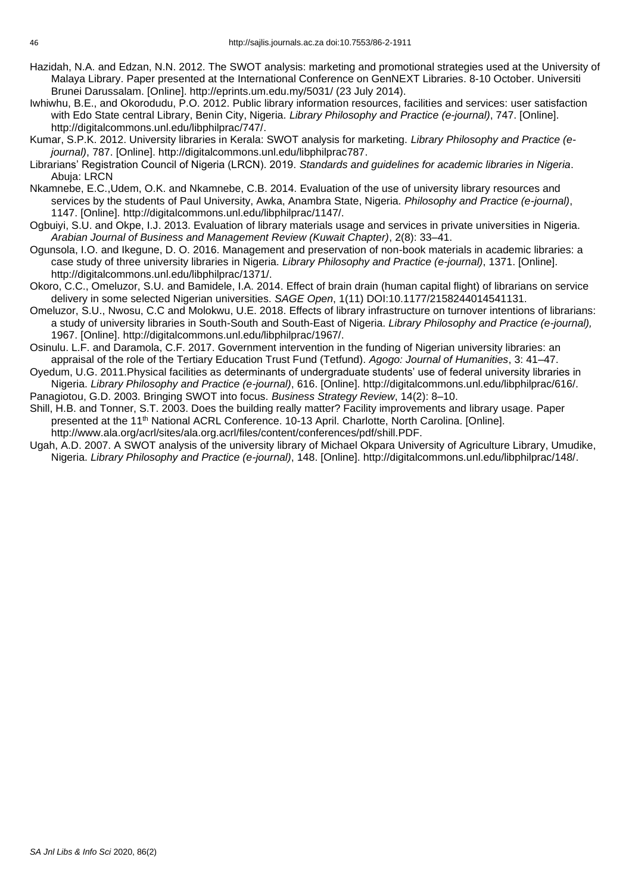Hazidah, N.A. and Edzan, N.N. 2012. The SWOT analysis: marketing and promotional strategies used at the University of Malaya Library. Paper presented at the International Conference on GenNEXT Libraries. 8-10 October. Universiti Brunei Darussalam. [Online]. http://eprints.um.edu.my/5031/ (23 July 2014).

Iwhiwhu, B.E., and Okorodudu, P.O. 2012. Public library information resources, facilities and services: user satisfaction with Edo State central Library, Benin City, Nigeria. *Library Philosophy and Practice (e-journal)*, 747. [Online]. http://digitalcommons.unl.edu/libphilprac/747/.

Kumar, S.P.K. 2012. University libraries in Kerala: SWOT analysis for marketing. *Library Philosophy and Practice (e-journal)*, 787. [Online]. http://digitalcommons.unl.edu/libphilprac787.

Librarians' Registration Council of Nigeria (LRCN). 2019. *Standards and guidelines for academic libraries in Nigeria*. Abuja: LRCN

Nkamnebe, E.C.,Udem, O.K. and Nkamnebe, C.B. 2014. Evaluation of the use of university library resources and services by the students of Paul University, Awka, Anambra State, Nigeria. *Philosophy and Practice (e-journal)*, 1147. [Online]. http://digitalcommons.unl.edu/libphilprac/1147/.

Ogbuiyi, S.U. and Okpe, I.J. 2013. Evaluation of library materials usage and services in private universities in Nigeria. *Arabian Journal of Business and Management Review (Kuwait Chapter)*, 2(8): 33–41.

Ogunsola, I.O. and Ikegune, D. O. 2016. Management and preservation of non-book materials in academic libraries: a case study of three university libraries in Nigeria. *Library Philosophy and Practice (e-journal)*, 1371. [Online]. http://digitalcommons.unl.edu/libphilprac/1371/.

Okoro, C.C., Omeluzor, S.U. and Bamidele, I.A. 2014. Effect of brain drain (human capital flight) of librarians on service delivery in some selected Nigerian universities. *SAGE Open*, 1(11) DOI:10.1177/2158244014541131.

Omeluzor, S.U., Nwosu, C.C and Molokwu, U.E. 2018. Effects of library infrastructure on turnover intentions of librarians: a study of university libraries in South-South and South-East of Nigeria. *Library Philosophy and Practice (e-journal),* 1967. [Online]. http://digitalcommons.unl.edu/libphilprac/1967/.

Osinulu. L.F. and Daramola, C.F. 2017. Government intervention in the funding of Nigerian university libraries: an appraisal of the role of the Tertiary Education Trust Fund (Tetfund). *Agogo: Journal of Humanities*, 3: 41–47.

Oyedum, U.G. 2011.Physical facilities as determinants of undergraduate students' use of federal university libraries in Nigeria. *Library Philosophy and Practice (e-journal)*, 616. [Online]. http://digitalcommons.unl.edu/libphilprac/616/.

Panagiotou, G.D. 2003. Bringing SWOT into focus. *Business Strategy Review*, 14(2): 8–10.

Shill, H.B. and Tonner, S.T. 2003. Does the building really matter? Facility improvements and library usage. Paper presented at the 11th National ACRL Conference. 10-13 April. Charlotte, North Carolina. [Online]. http://www.ala.org/acrl/sites/ala.org.acrl/files/content/conferences/pdf/shill.PDF.

Ugah, A.D. 2007. A SWOT analysis of the university library of Michael Okpara University of Agriculture Library, Umudike, Nigeria. *Library Philosophy and Practice (e-journal)*, 148. [Online]. http://digitalcommons.unl.edu/libphilprac/148/.